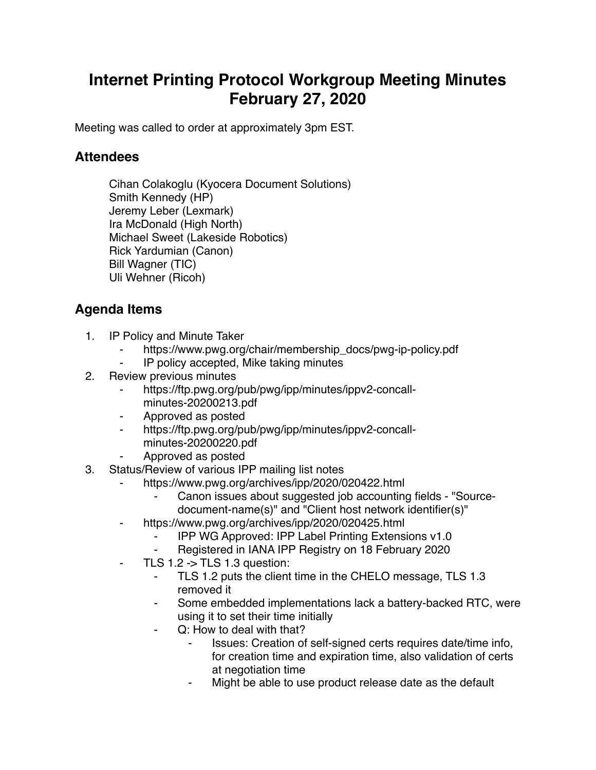# Internet Printing Protocol Workgroup Meeting Minutes February 27, 2020

Meeting was called to order at approximately 3pm EST.

## Attendees

Cihan Colakoglu (Kyocera Document Solutions)
Smith Kennedy (HP)
Jeremy Leber (Lexmark)
Ira McDonald (High North)
Michael Sweet (Lakeside Robotics)
Rick Yardumian (Canon)
Bill Wagner (TIC)
Uli Wehner (Ricoh)

## Agenda Items

1. IP Policy and Minute Taker
    - https://www.pwg.org/chair/membership_docs/pwg-ip-policy.pdf
    - IP policy accepted, Mike taking minutes
2. Review previous minutes
    - https://ftp.pwg.org/pub/pwg/ipp/minutes/ippv2-concall-minutes-20200213.pdf
    - Approved as posted
    - https://ftp.pwg.org/pub/pwg/ipp/minutes/ippv2-concall-minutes-20200220.pdf
    - Approved as posted
3. Status/Review of various IPP mailing list notes
    - https://www.pwg.org/archives/ipp/2020/020422.html
        - Canon issues about suggested job accounting fields - "Source-document-name(s)" and "Client host network identifier(s)"
    - https://www.pwg.org/archives/ipp/2020/020425.html
        - IPP WG Approved: IPP Label Printing Extensions v1.0
        - Registered in IANA IPP Registry on 18 February 2020
    - TLS 1.2 -> TLS 1.3 question:
        - TLS 1.2 puts the client time in the CHELO message, TLS 1.3 removed it
        - Some embedded implementations lack a battery-backed RTC, were using it to set their time initially
        - Q: How to deal with that?
            - Issues: Creation of self-signed certs requires date/time info, for creation time and expiration time, also validation of certs at negotiation time
            - Might be able to use product release date as the default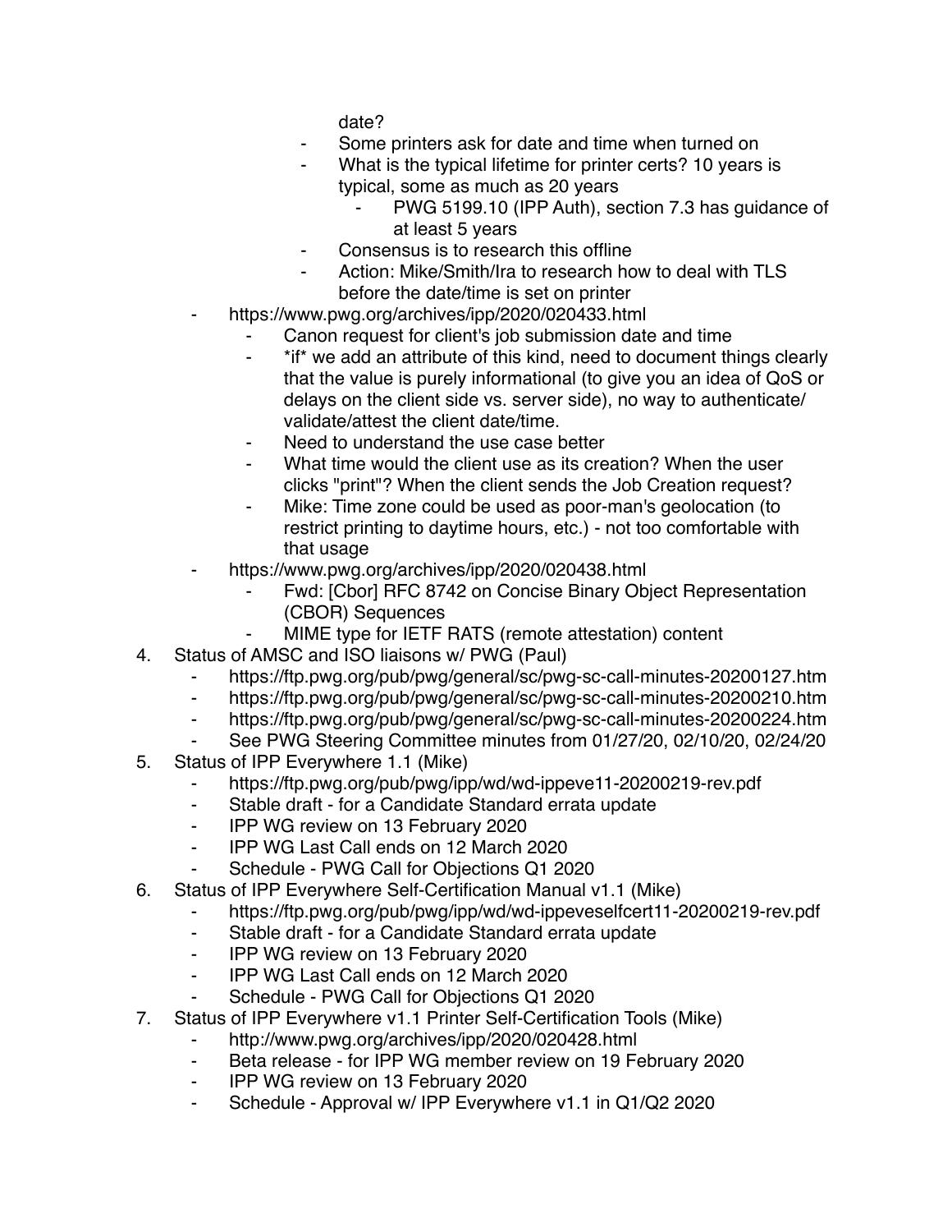date?
        - Some printers ask for date and time when turned on
        - What is the typical lifetime for printer certs? 10 years is typical, some as much as 20 years
            - PWG 5199.10 (IPP Auth), section 7.3 has guidance of at least 5 years
        - Consensus is to research this offline
        - Action: Mike/Smith/Ira to research how to deal with TLS before the date/time is set on printer
    - https://www.pwg.org/archives/ipp/2020/020433.html
        - Canon request for client's job submission date and time
        - *if* we add an attribute of this kind, need to document things clearly that the value is purely informational (to give you an idea of QoS or delays on the client side vs. server side), no way to authenticate/validate/attest the client date/time.
        - Need to understand the use case better
        - What time would the client use as its creation? When the user clicks "print"? When the client sends the Job Creation request?
        - Mike: Time zone could be used as poor-man's geolocation (to restrict printing to daytime hours, etc.) - not too comfortable with that usage
    - https://www.pwg.org/archives/ipp/2020/020438.html
        - Fwd: [Cbor] RFC 8742 on Concise Binary Object Representation (CBOR) Sequences
        - MIME type for IETF RATS (remote attestation) content

4. Status of AMSC and ISO liaisons w/ PWG (Paul)
    - https://ftp.pwg.org/pub/pwg/general/sc/pwg-sc-call-minutes-20200127.htm
    - https://ftp.pwg.org/pub/pwg/general/sc/pwg-sc-call-minutes-20200210.htm
    - https://ftp.pwg.org/pub/pwg/general/sc/pwg-sc-call-minutes-20200224.htm
    - See PWG Steering Committee minutes from 01/27/20, 02/10/20, 02/24/20
5. Status of IPP Everywhere 1.1 (Mike)
    - https://ftp.pwg.org/pub/pwg/ipp/wd/wd-ippeve11-20200219-rev.pdf
    - Stable draft - for a Candidate Standard errata update
    - IPP WG review on 13 February 2020
    - IPP WG Last Call ends on 12 March 2020
    - Schedule - PWG Call for Objections Q1 2020
6. Status of IPP Everywhere Self-Certification Manual v1.1 (Mike)
    - https://ftp.pwg.org/pub/pwg/ipp/wd/wd-ippeveselfcert11-20200219-rev.pdf
    - Stable draft - for a Candidate Standard errata update
    - IPP WG review on 13 February 2020
    - IPP WG Last Call ends on 12 March 2020
    - Schedule - PWG Call for Objections Q1 2020
7. Status of IPP Everywhere v1.1 Printer Self-Certification Tools (Mike)
    - http://www.pwg.org/archives/ipp/2020/020428.html
    - Beta release - for IPP WG member review on 19 February 2020
    - IPP WG review on 13 February 2020
    - Schedule - Approval w/ IPP Everywhere v1.1 in Q1/Q2 2020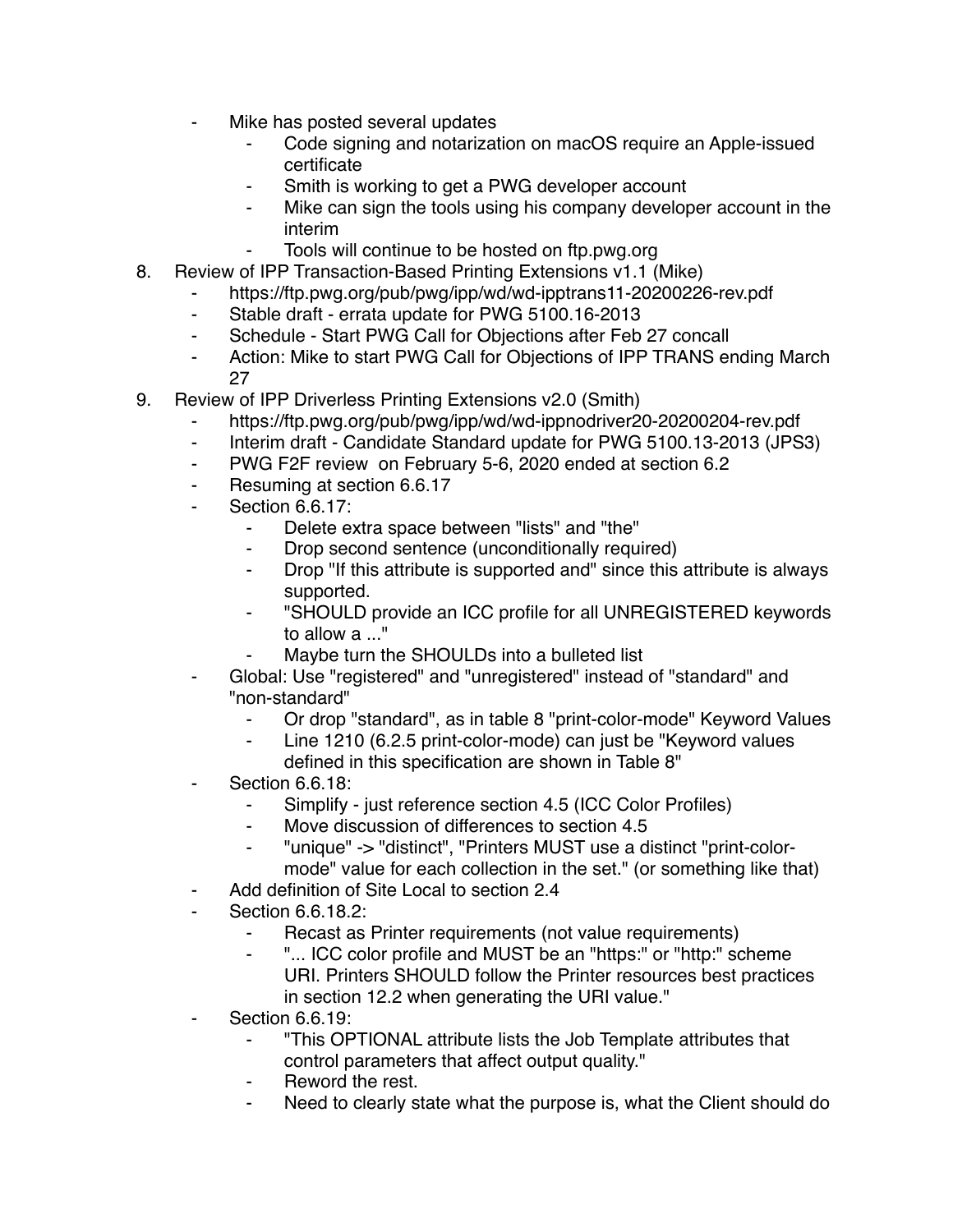- Mike has posted several updates
    - Code signing and notarization on macOS require an Apple-issued certificate
    - Smith is working to get a PWG developer account
    - Mike can sign the tools using his company developer account in the interim
    - Tools will continue to be hosted on ftp.pwg.org

8. Review of IPP Transaction-Based Printing Extensions v1.1 (Mike)
    - https://ftp.pwg.org/pub/pwg/ipp/wd/wd-ipptrans11-20200226-rev.pdf
    - Stable draft - errata update for PWG 5100.16-2013
    - Schedule - Start PWG Call for Objections after Feb 27 concall
    - Action: Mike to start PWG Call for Objections of IPP TRANS ending March 27

9. Review of IPP Driverless Printing Extensions v2.0 (Smith)
    - https://ftp.pwg.org/pub/pwg/ipp/wd/wd-ippnodriver20-20200204-rev.pdf
    - Interim draft - Candidate Standard update for PWG 5100.13-2013 (JPS3)
    - PWG F2F review on February 5-6, 2020 ended at section 6.2
    - Resuming at section 6.6.17
    - Section 6.6.17:
        - Delete extra space between "lists" and "the"
        - Drop second sentence (unconditionally required)
        - Drop "If this attribute is supported and" since this attribute is always supported.
        - "SHOULD provide an ICC profile for all UNREGISTERED keywords to allow a ..."
        - Maybe turn the SHOULDs into a bulleted list
    - Global: Use "registered" and "unregistered" instead of "standard" and "non-standard"
        - Or drop "standard", as in table 8 "print-color-mode" Keyword Values
        - Line 1210 (6.2.5 print-color-mode) can just be "Keyword values defined in this specification are shown in Table 8"
    - Section 6.6.18:
        - Simplify - just reference section 4.5 (ICC Color Profiles)
        - Move discussion of differences to section 4.5
        - "unique" -> "distinct", "Printers MUST use a distinct "print-color-mode" value for each collection in the set." (or something like that)
    - Add definition of Site Local to section 2.4
    - Section 6.6.18.2:
        - Recast as Printer requirements (not value requirements)
        - "... ICC color profile and MUST be an "https:" or "http:" scheme URI. Printers SHOULD follow the Printer resources best practices in section 12.2 when generating the URI value."
    - Section 6.6.19:
        - "This OPTIONAL attribute lists the Job Template attributes that control parameters that affect output quality."
        - Reword the rest.
        - Need to clearly state what the purpose is, what the Client should do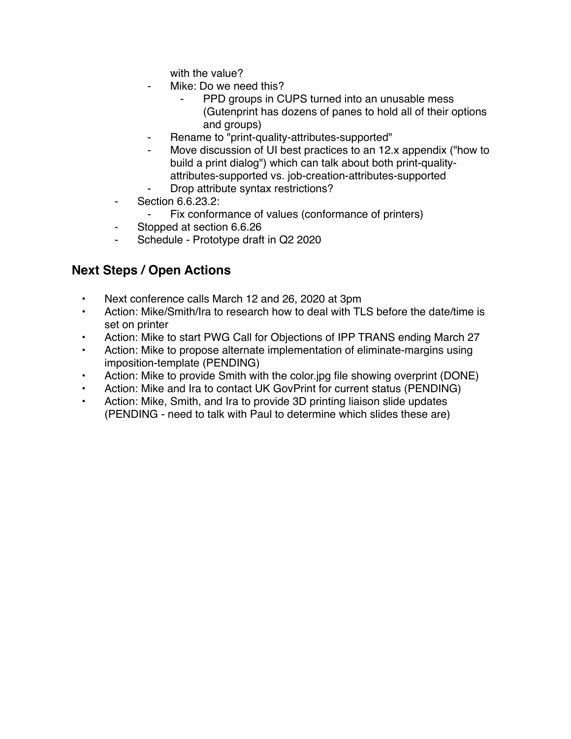with the value?
        - Mike: Do we need this?
            - PPD groups in CUPS turned into an unusable mess (Gutenprint has dozens of panes to hold all of their options and groups)
        - Rename to "print-quality-attributes-supported"
        - Move discussion of UI best practices to an 12.x appendix ("how to build a print dialog") which can talk about both print-quality-attributes-supported vs. job-creation-attributes-supported
        - Drop attribute syntax restrictions?
    - Section 6.6.23.2:
        - Fix conformance of values (conformance of printers)
    - Stopped at section 6.6.26
    - Schedule - Prototype draft in Q2 2020

## Next Steps / Open Actions

- Next conference calls March 12 and 26, 2020 at 3pm
- Action: Mike/Smith/Ira to research how to deal with TLS before the date/time is set on printer
- Action: Mike to start PWG Call for Objections of IPP TRANS ending March 27
- Action: Mike to propose alternate implementation of eliminate-margins using imposition-template (PENDING)
- Action: Mike to provide Smith with the color.jpg file showing overprint (DONE)
- Action: Mike and Ira to contact UK GovPrint for current status (PENDING)
- Action: Mike, Smith, and Ira to provide 3D printing liaison slide updates (PENDING - need to talk with Paul to determine which slides these are)